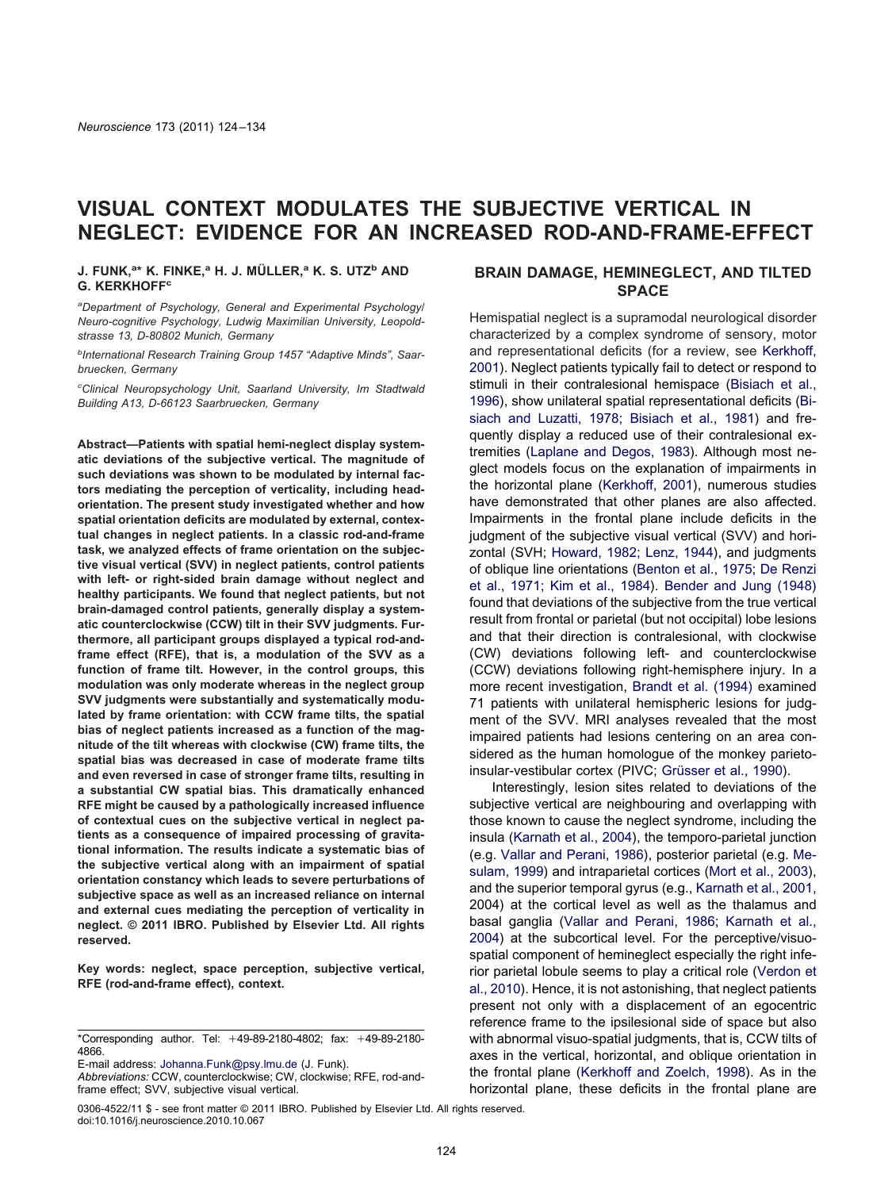# VISUAL CONTEXT MODULATES THE SUBJECTIVE VERTICAL IN NEGLECT: EVIDENCE FOR AN INCREASED ROD-AND-FRAME-EFFECT

**J. FUNK,[a]* K. FINKE,[a] H. J. MÜLLER,[a] K. S. UTZ[b] AND G. KERKHOFF[c]**

[a]*Department of Psychology, General and Experimental Psychology/Neuro-cognitive Psychology, Ludwig Maximilian University, Leopoldstrasse 13, D-80802 Munich, Germany*

[b]*International Research Training Group 1457 "Adaptive Minds", Saarbruecken, Germany*

[c]*Clinical Neuropsychology Unit, Saarland University, Im Stadtwald Building A13, D-66123 Saarbruecken, Germany*

**Abstract—Patients with spatial hemi-neglect display systematic deviations of the subjective vertical. The magnitude of such deviations was shown to be modulated by internal factors mediating the perception of verticality, including head-orientation. The present study investigated whether and how spatial orientation deficits are modulated by external, contextual changes in neglect patients. In a classic rod-and-frame task, we analyzed effects of frame orientation on the subjective visual vertical (SVV) in neglect patients, control patients with left- or right-sided brain damage without neglect and healthy participants. We found that neglect patients, but not brain-damaged control patients, generally display a systematic counterclockwise (CCW) tilt in their SVV judgments. Furthermore, all participant groups displayed a typical rod-and-frame effect (RFE), that is, a modulation of the SVV as a function of frame tilt. However, in the control groups, this modulation was only moderate whereas in the neglect group SVV judgments were substantially and systematically modulated by frame orientation: with CCW frame tilts, the spatial bias of neglect patients increased as a function of the magnitude of the tilt whereas with clockwise (CW) frame tilts, the spatial bias was decreased in case of moderate frame tilts and even reversed in case of stronger frame tilts, resulting in a substantial CW spatial bias. This dramatically enhanced RFE might be caused by a pathologically increased influence of contextual cues on the subjective vertical in neglect patients as a consequence of impaired processing of gravitational information. The results indicate a systematic bias of the subjective vertical along with an impairment of spatial orientation constancy which leads to severe perturbations of subjective space as well as an increased reliance on internal and external cues mediating the perception of verticality in neglect. © 2011 IBRO. Published by Elsevier Ltd. All rights reserved.**

**Key words: neglect, space perception, subjective vertical, RFE (rod-and-frame effect), context.**

*Corresponding author. Tel: +49-89-2180-4802; fax: +49-89-2180-4866.
E-mail address: Johanna.Funk@psy.lmu.de (J. Funk).
*Abbreviations:* CCW, counterclockwise; CW, clockwise; RFE, rod-and-frame effect; SVV, subjective visual vertical.

0306-4522/11 $ - see front matter © 2011 IBRO. Published by Elsevier Ltd. All rights reserved.
doi:10.1016/j.neuroscience.2010.10.067

## BRAIN DAMAGE, HEMINEGLECT, AND TILTED SPACE

Hemispatial neglect is a supramodal neurological disorder characterized by a complex syndrome of sensory, motor and representational deficits (for a review, see Kerkhoff, 2001). Neglect patients typically fail to detect or respond to stimuli in their contralesional hemispace (Bisiach et al., 1996), show unilateral spatial representational deficits (Bisiach and Luzatti, 1978; Bisiach et al., 1981) and frequently display a reduced use of their contralesional extremities (Laplane and Degos, 1983). Although most neglect models focus on the explanation of impairments in the horizontal plane (Kerkhoff, 2001), numerous studies have demonstrated that other planes are also affected. Impairments in the frontal plane include deficits in the judgment of the subjective visual vertical (SVV) and horizontal (SVH; Howard, 1982; Lenz, 1944), and judgments of oblique line orientations (Benton et al., 1975; De Renzi et al., 1971; Kim et al., 1984). Bender and Jung (1948) found that deviations of the subjective from the true vertical result from frontal or parietal (but not occipital) lobe lesions and that their direction is contralesional, with clockwise (CW) deviations following left- and counterclockwise (CCW) deviations following right-hemisphere injury. In a more recent investigation, Brandt et al. (1994) examined 71 patients with unilateral hemispheric lesions for judgment of the SVV. MRI analyses revealed that the most impaired patients had lesions centering on an area considered as the human homologue of the monkey parieto-insular-vestibular cortex (PIVC; Grüsser et al., 1990).

Interestingly, lesion sites related to deviations of the subjective vertical are neighbouring and overlapping with those known to cause the neglect syndrome, including the insula (Karnath et al., 2004), the temporo-parietal junction (e.g. Vallar and Perani, 1986), posterior parietal (e.g. Mesulam, 1999) and intraparietal cortices (Mort et al., 2003), and the superior temporal gyrus (e.g., Karnath et al., 2001, 2004) at the cortical level as well as the thalamus and basal ganglia (Vallar and Perani, 1986; Karnath et al., 2004) at the subcortical level. For the perceptive/visuo-spatial component of hemineglect especially the right inferior parietal lobule seems to play a critical role (Verdon et al., 2010). Hence, it is not astonishing, that neglect patients present not only with a displacement of an egocentric reference frame to the ipsilesional side of space but also with abnormal visuo-spatial judgments, that is, CCW tilts of axes in the vertical, horizontal, and oblique orientation in the frontal plane (Kerkhoff and Zoelch, 1998). As in the horizontal plane, these deficits in the frontal plane are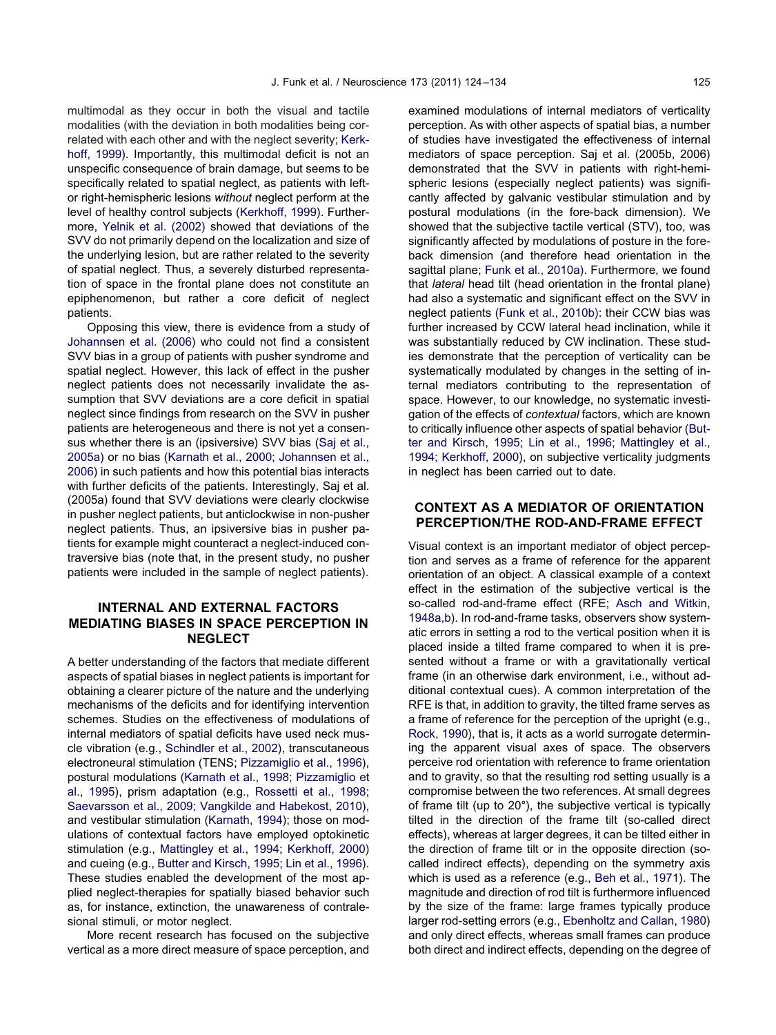multimodal as they occur in both the visual and tactile modalities (with the deviation in both modalities being correlated with each other and with the neglect severity; Kerkhoff, 1999). Importantly, this multimodal deficit is not an unspecific consequence of brain damage, but seems to be specifically related to spatial neglect, as patients with left- or right-hemispheric lesions *without* neglect perform at the level of healthy control subjects (Kerkhoff, 1999). Furthermore, Yelnik et al. (2002) showed that deviations of the SVV do not primarily depend on the localization and size of the underlying lesion, but are rather related to the severity of spatial neglect. Thus, a severely disturbed representation of space in the frontal plane does not constitute an epiphenomenon, but rather a core deficit of neglect patients.

Opposing this view, there is evidence from a study of Johannsen et al. (2006) who could not find a consistent SVV bias in a group of patients with pusher syndrome and spatial neglect. However, this lack of effect in the pusher neglect patients does not necessarily invalidate the assumption that SVV deviations are a core deficit in spatial neglect since findings from research on the SVV in pusher patients are heterogeneous and there is not yet a consensus whether there is an (ipsiversive) SVV bias (Saj et al., 2005a) or no bias (Karnath et al., 2000; Johannsen et al., 2006) in such patients and how this potential bias interacts with further deficits of the patients. Interestingly, Saj et al. (2005a) found that SVV deviations were clearly clockwise in pusher neglect patients, but anticlockwise in non-pusher neglect patients. Thus, an ipsiversive bias in pusher patients for example might counteract a neglect-induced contraversive bias (note that, in the present study, no pusher patients were included in the sample of neglect patients).

## INTERNAL AND EXTERNAL FACTORS MEDIATING BIASES IN SPACE PERCEPTION IN NEGLECT

A better understanding of the factors that mediate different aspects of spatial biases in neglect patients is important for obtaining a clearer picture of the nature and the underlying mechanisms of the deficits and for identifying intervention schemes. Studies on the effectiveness of modulations of internal mediators of spatial deficits have used neck muscle vibration (e.g., Schindler et al., 2002), transcutaneous electroneural stimulation (TENS; Pizzamiglio et al., 1996), postural modulations (Karnath et al., 1998; Pizzamiglio et al., 1995), prism adaptation (e.g., Rossetti et al., 1998; Saevarsson et al., 2009; Vangkilde and Habekost, 2010), and vestibular stimulation (Karnath, 1994); those on modulations of contextual factors have employed optokinetic stimulation (e.g., Mattingley et al., 1994; Kerkhoff, 2000) and cueing (e.g., Butter and Kirsch, 1995; Lin et al., 1996). These studies enabled the development of the most applied neglect-therapies for spatially biased behavior such as, for instance, extinction, the unawareness of contralesional stimuli, or motor neglect.

More recent research has focused on the subjective vertical as a more direct measure of space perception, and examined modulations of internal mediators of verticality perception. As with other aspects of spatial bias, a number of studies have investigated the effectiveness of internal mediators of space perception. Saj et al. (2005b, 2006) demonstrated that the SVV in patients with right-hemispheric lesions (especially neglect patients) was significantly affected by galvanic vestibular stimulation and by postural modulations (in the fore-back dimension). We showed that the subjective tactile vertical (STV), too, was significantly affected by modulations of posture in the fore-back dimension (and therefore head orientation in the sagittal plane; Funk et al., 2010a). Furthermore, we found that *lateral* head tilt (head orientation in the frontal plane) had also a systematic and significant effect on the SVV in neglect patients (Funk et al., 2010b): their CCW bias was further increased by CCW lateral head inclination, while it was substantially reduced by CW inclination. These studies demonstrate that the perception of verticality can be systematically modulated by changes in the setting of internal mediators contributing to the representation of space. However, to our knowledge, no systematic investigation of the effects of *contextual* factors, which are known to critically influence other aspects of spatial behavior (Butter and Kirsch, 1995; Lin et al., 1996; Mattingley et al., 1994; Kerkhoff, 2000), on subjective verticality judgments in neglect has been carried out to date.

## CONTEXT AS A MEDIATOR OF ORIENTATION PERCEPTION/THE ROD-AND-FRAME EFFECT

Visual context is an important mediator of object perception and serves as a frame of reference for the apparent orientation of an object. A classical example of a context effect in the estimation of the subjective vertical is the so-called rod-and-frame effect (RFE; Asch and Witkin, 1948a,b). In rod-and-frame tasks, observers show systematic errors in setting a rod to the vertical position when it is placed inside a tilted frame compared to when it is presented without a frame or with a gravitationally vertical frame (in an otherwise dark environment, i.e., without additional contextual cues). A common interpretation of the RFE is that, in addition to gravity, the tilted frame serves as a frame of reference for the perception of the upright (e.g., Rock, 1990), that is, it acts as a world surrogate determining the apparent visual axes of space. The observers perceive rod orientation with reference to frame orientation and to gravity, so that the resulting rod setting usually is a compromise between the two references. At small degrees of frame tilt (up to 20°), the subjective vertical is typically tilted in the direction of the frame tilt (so-called direct effects), whereas at larger degrees, it can be tilted either in the direction of frame tilt or in the opposite direction (so-called indirect effects), depending on the symmetry axis which is used as a reference (e.g., Beh et al., 1971). The magnitude and direction of rod tilt is furthermore influenced by the size of the frame: large frames typically produce larger rod-setting errors (e.g., Ebenholtz and Callan, 1980) and only direct effects, whereas small frames can produce both direct and indirect effects, depending on the degree of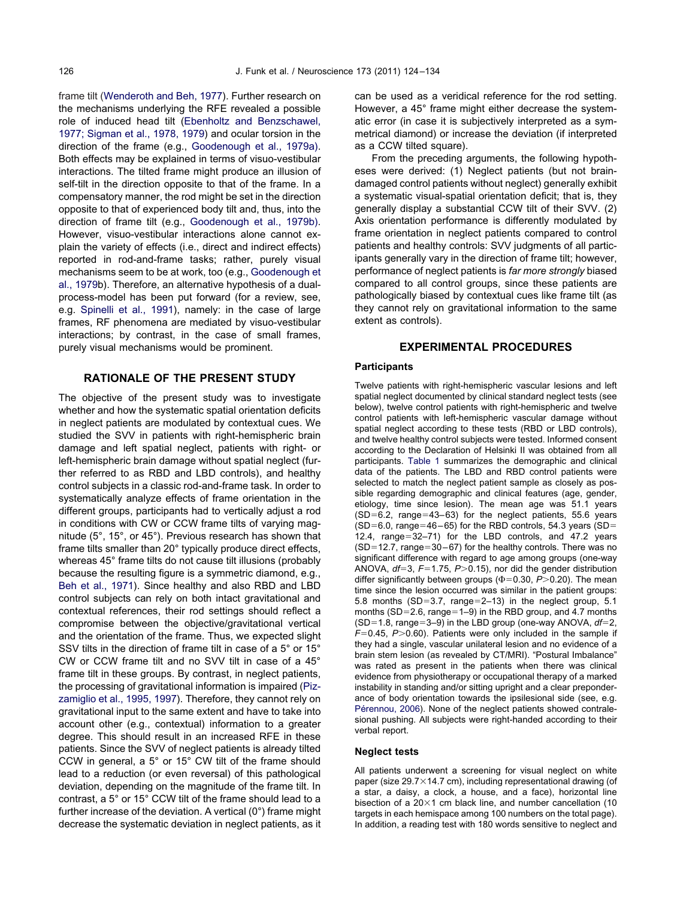frame tilt (Wenderoth and Beh, 1977). Further research on the mechanisms underlying the RFE revealed a possible role of induced head tilt (Ebenholtz and Benzschawel, 1977; Sigman et al., 1978, 1979) and ocular torsion in the direction of the frame (e.g., Goodenough et al., 1979a). Both effects may be explained in terms of visuo-vestibular interactions. The tilted frame might produce an illusion of self-tilt in the direction opposite to that of the frame. In a compensatory manner, the rod might be set in the direction opposite to that of experienced body tilt and, thus, into the direction of frame tilt (e.g., Goodenough et al., 1979b). However, visuo-vestibular interactions alone cannot explain the variety of effects (i.e., direct and indirect effects) reported in rod-and-frame tasks; rather, purely visual mechanisms seem to be at work, too (e.g., Goodenough et al., 1979b). Therefore, an alternative hypothesis of a dual-process-model has been put forward (for a review, see, e.g. Spinelli et al., 1991), namely: in the case of large frames, RF phenomena are mediated by visuo-vestibular interactions; by contrast, in the case of small frames, purely visual mechanisms would be prominent.

## RATIONALE OF THE PRESENT STUDY

The objective of the present study was to investigate whether and how the systematic spatial orientation deficits in neglect patients are modulated by contextual cues. We studied the SVV in patients with right-hemispheric brain damage and left spatial neglect, patients with right- or left-hemispheric brain damage without spatial neglect (further referred to as RBD and LBD controls), and healthy control subjects in a classic rod-and-frame task. In order to systematically analyze effects of frame orientation in the different groups, participants had to vertically adjust a rod in conditions with CW or CCW frame tilts of varying magnitude (5°, 15°, or 45°). Previous research has shown that frame tilts smaller than 20° typically produce direct effects, whereas 45° frame tilts do not cause tilt illusions (probably because the resulting figure is a symmetric diamond, e.g., Beh et al., 1971). Since healthy and also RBD and LBD control subjects can rely on both intact gravitational and contextual references, their rod settings should reflect a compromise between the objective/gravitational vertical and the orientation of the frame. Thus, we expected slight SSV tilts in the direction of frame tilt in case of a 5° or 15° CW or CCW frame tilt and no SVV tilt in case of a 45° frame tilt in these groups. By contrast, in neglect patients, the processing of gravitational information is impaired (Pizzamiglio et al., 1995, 1997). Therefore, they cannot rely on gravitational input to the same extent and have to take into account other (e.g., contextual) information to a greater degree. This should result in an increased RFE in these patients. Since the SVV of neglect patients is already tilted CCW in general, a 5° or 15° CW tilt of the frame should lead to a reduction (or even reversal) of this pathological deviation, depending on the magnitude of the frame tilt. In contrast, a 5° or 15° CCW tilt of the frame should lead to a further increase of the deviation. A vertical (0°) frame might decrease the systematic deviation in neglect patients, as it can be used as a veridical reference for the rod setting. However, a 45° frame might either decrease the systematic error (in case it is subjectively interpreted as a symmetrical diamond) or increase the deviation (if interpreted as a CCW tilted square).

From the preceding arguments, the following hypotheses were derived: (1) Neglect patients (but not brain-damaged control patients without neglect) generally exhibit a systematic visual-spatial orientation deficit; that is, they generally display a substantial CCW tilt of their SVV. (2) Axis orientation performance is differently modulated by frame orientation in neglect patients compared to control patients and healthy controls: SVV judgments of all participants generally vary in the direction of frame tilt; however, performance of neglect patients is *far more strongly* biased compared to all control groups, since these patients are pathologically biased by contextual cues like frame tilt (as they cannot rely on gravitational information to the same extent as controls).

## EXPERIMENTAL PROCEDURES

### Participants

Twelve patients with right-hemispheric vascular lesions and left spatial neglect documented by clinical standard neglect tests (see below), twelve control patients with right-hemispheric and twelve control patients with left-hemispheric vascular damage without spatial neglect according to these tests (RBD or LBD controls), and twelve healthy control subjects were tested. Informed consent according to the Declaration of Helsinki II was obtained from all participants. Table 1 summarizes the demographic and clinical data of the patients. The LBD and RBD control patients were selected to match the neglect patient sample as closely as possible regarding demographic and clinical features (age, gender, etiology, time since lesion). The mean age was 51.1 years (SD=6.2, range=43–63) for the neglect patients, 55.6 years (SD=6.0, range=46–65) for the RBD controls, 54.3 years (SD=12.4, range=32–71) for the LBD controls, and 47.2 years (SD=12.7, range=30–67) for the healthy controls. There was no significant difference with regard to age among groups (one-way ANOVA, $df=3$, $F=1.75$, $P>0.15$), nor did the gender distribution differ significantly between groups ($\Phi=0.30$, $P>0.20$). The mean time since the lesion occurred was similar in the patient groups: 5.8 months (SD=3.7, range=2–13) in the neglect group, 5.1 months (SD=2.6, range=1–9) in the RBD group, and 4.7 months (SD=1.8, range=3–9) in the LBD group (one-way ANOVA, $df=2$, $F=0.45$, $P>0.60$). Patients were only included in the sample if they had a single, vascular unilateral lesion and no evidence of a brain stem lesion (as revealed by CT/MRI). "Postural Imbalance" was rated as present in the patients when there was clinical evidence from physiotherapy or occupational therapy of a marked instability in standing and/or sitting upright and a clear preponderance of body orientation towards the ipsilesional side (see, e.g. Pérennou, 2006). None of the neglect patients showed contralesional pushing. All subjects were right-handed according to their verbal report.

### Neglect tests

All patients underwent a screening for visual neglect on white paper (size 29.7×14.7 cm), including representational drawing (of a star, a daisy, a clock, a house, and a face), horizontal line bisection of a 20×1 cm black line, and number cancellation (10 targets in each hemispace among 100 numbers on the total page). In addition, a reading test with 180 words sensitive to neglect and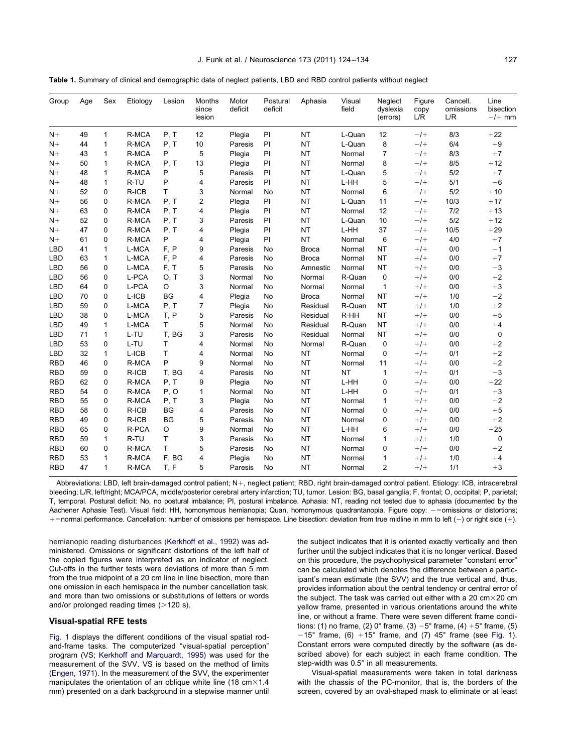**Table 1.** Summary of clinical and demographic data of neglect patients, LBD and RBD control patients without neglect

| Group | Age | Sex | Etiology | Lesion | Months since lesion | Motor deficit | Postural deficit | Aphasia | Visual field | Neglect dyslexia (errors) | Figure copy L/R | Cancell. omissions L/R | Line bisection −/+ mm |
|---|---|---|---|---|---|---|---|---|---|---|---|---|---|
| N+ | 49 | 1 | R-MCA | P, T | 12 | Plegia | PI | NT | L-Quan | 12 | −/+ | 8/3 | +22 |
| N+ | 44 | 1 | R-MCA | P, T | 10 | Paresis | PI | NT | L-Quan | 8 | −/+ | 6/4 | +9 |
| N+ | 43 | 1 | R-MCA | P | 5 | Plegia | PI | NT | Normal | 7 | −/+ | 8/3 | +7 |
| N+ | 50 | 1 | R-MCA | P, T | 13 | Plegia | PI | NT | Normal | 8 | −/+ | 8/5 | +12 |
| N+ | 48 | 1 | R-MCA | P | 5 | Paresis | PI | NT | L-Quan | 5 | −/+ | 5/2 | +7 |
| N+ | 48 | 1 | R-TU | P | 4 | Paresis | PI | NT | L-HH | 5 | −/+ | 5/1 | −6 |
| N+ | 52 | 0 | R-ICB | T | 3 | Normal | No | NT | Normal | 6 | −/+ | 5/2 | +10 |
| N+ | 56 | 0 | R-MCA | P, T | 2 | Plegia | PI | NT | L-Quan | 11 | −/+ | 10/3 | +17 |
| N+ | 63 | 0 | R-MCA | P, T | 4 | Plegia | PI | NT | Normal | 12 | −/+ | 7/2 | +13 |
| N+ | 52 | 0 | R-MCA | P, T | 3 | Paresis | PI | NT | L-Quan | 10 | −/+ | 5/2 | +12 |
| N+ | 47 | 0 | R-MCA | P, T | 4 | Plegia | PI | NT | L-HH | 37 | −/+ | 10/5 | +29 |
| N+ | 61 | 0 | R-MCA | P | 4 | Plegia | PI | NT | Normal | 6 | −/+ | 4/0 | +7 |
| LBD | 41 | 1 | L-MCA | F, P | 9 | Paresis | No | Broca | Normal | NT | +/+ | 0/0 | −1 |
| LBD | 63 | 1 | L-MCA | F, P | 4 | Paresis | No | Broca | Normal | NT | +/+ | 0/0 | +7 |
| LBD | 56 | 0 | L-MCA | F, T | 5 | Paresis | No | Amnestic | Normal | NT | +/+ | 0/0 | −3 |
| LBD | 56 | 0 | L-PCA | O, T | 3 | Normal | No | Normal | R-Quan | 0 | +/+ | 0/0 | +2 |
| LBD | 64 | 0 | L-PCA | O | 3 | Normal | No | Normal | Normal | 1 | +/+ | 0/0 | +3 |
| LBD | 70 | 0 | L-ICB | BG | 4 | Plegia | No | Broca | Normal | NT | +/+ | 1/0 | −2 |
| LBD | 59 | 0 | L-MCA | P, T | 7 | Plegia | No | Residual | R-Quan | NT | +/+ | 1/0 | +2 |
| LBD | 38 | 0 | L-MCA | T, P | 5 | Paresis | No | Residual | R-HH | NT | +/+ | 0/0 | +5 |
| LBD | 49 | 1 | L-MCA | T | 5 | Normal | No | Residual | R-Quan | NT | +/+ | 0/0 | +4 |
| LBD | 71 | 1 | L-TU | T, BG | 3 | Paresis | No | Residual | Normal | NT | +/+ | 0/0 | 0 |
| LBD | 53 | 0 | L-TU | T | 4 | Normal | No | Normal | R-Quan | 0 | +/+ | 0/0 | +2 |
| LBD | 32 | 1 | L-ICB | T | 4 | Normal | No | NT | Normal | 0 | +/+ | 0/1 | +2 |
| RBD | 46 | 0 | R-MCA | P | 9 | Normal | No | NT | Normal | 11 | +/+ | 0/0 | +2 |
| RBD | 59 | 0 | R-ICB | T, BG | 4 | Paresis | No | NT | NT | 1 | +/+ | 0/1 | −3 |
| RBD | 62 | 0 | R-MCA | P, T | 9 | Plegia | No | NT | L-HH | 0 | +/+ | 0/0 | −22 |
| RBD | 54 | 0 | R-MCA | P, O | 1 | Normal | No | NT | L-HH | 0 | +/+ | 0/1 | +3 |
| RBD | 55 | 0 | R-MCA | P, T | 3 | Plegia | No | NT | Normal | 1 | +/+ | 0/0 | −2 |
| RBD | 58 | 0 | R-ICB | BG | 4 | Paresis | No | NT | Normal | 0 | +/+ | 0/0 | +5 |
| RBD | 49 | 0 | R-ICB | BG | 5 | Paresis | No | NT | Normal | 0 | +/+ | 0/0 | +2 |
| RBD | 65 | 0 | R-PCA | O | 9 | Normal | No | NT | L-HH | 6 | +/+ | 0/0 | −25 |
| RBD | 59 | 1 | R-TU | T | 3 | Paresis | No | NT | Normal | 1 | +/+ | 1/0 | 0 |
| RBD | 60 | 0 | R-MCA | T | 5 | Paresis | No | NT | Normal | 0 | +/+ | 0/0 | +2 |
| RBD | 53 | 1 | R-MCA | F, BG | 4 | Plegia | No | NT | Normal | 1 | +/+ | 1/0 | +4 |
| RBD | 47 | 1 | R-MCA | T, F | 5 | Paresis | No | NT | Normal | 2 | +/+ | 1/1 | +3 |

Abbreviations: LBD, left brain-damaged control patient; N+, neglect patient; RBD, right brain-damaged control patient. Etiology: ICB, intracerebral bleeding; L/R, left/right; MCA/PCA, middle/posterior cerebral artery infarction; TU, tumor. Lesion: BG, basal ganglia; F, frontal; O, occipital; P, parietal; T, temporal. Postural deficit: No, no postural imbalance; PI, postural imbalance. Aphasia: NT, reading not tested due to aphasia (documented by the Aachener Aphasie Test). Visual field: HH, homonymous hemianopia; Quan, homonymous quadrantanopia. Figure copy: −=omissions or distortions; +=normal performance. Cancellation: number of omissions per hemispace. Line bisection: deviation from true midline in mm to left (−) or right side (+).

hemianopic reading disturbances (Kerkhoff et al., 1992) was administered. Omissions or significant distortions of the left half of the copied figures were interpreted as an indicator of neglect. Cut-offs in the further tests were deviations of more than 5 mm from the true midpoint of a 20 cm line in line bisection, more than one omission in each hemispace in the number cancellation task, and more than two omissions or substitutions of letters or words and/or prolonged reading times (>120 s).

### Visual-spatial RFE tests

Fig. 1 displays the different conditions of the visual spatial rod-and-frame tasks. The computerized "visual-spatial perception" program (VS; Kerkhoff and Marquardt, 1995) was used for the measurement of the SVV. VS is based on the method of limits (Engen, 1971). In the measurement of the SVV, the experimenter manipulates the orientation of an oblique white line (18 cm×1.4 mm) presented on a dark background in a stepwise manner until the subject indicates that it is oriented exactly vertically and then further until the subject indicates that it is no longer vertical. Based on this procedure, the psychophysical parameter "constant error" can be calculated which denotes the difference between a participant's mean estimate (the SVV) and the true vertical and, thus, provides information about the central tendency or central error of the subject. The task was carried out either with a 20 cm×20 cm yellow frame, presented in various orientations around the white line, or without a frame. There were seven different frame conditions: (1) no frame, (2) 0° frame, (3) −5° frame, (4) +5° frame, (5) −15° frame, (6) +15° frame, and (7) 45° frame (see Fig. 1). Constant errors were computed directly by the software (as described above) for each subject in each frame condition. The step-width was 0.5° in all measurements.

Visual-spatial measurements were taken in total darkness with the chassis of the PC-monitor, that is, the borders of the screen, covered by an oval-shaped mask to eliminate or at least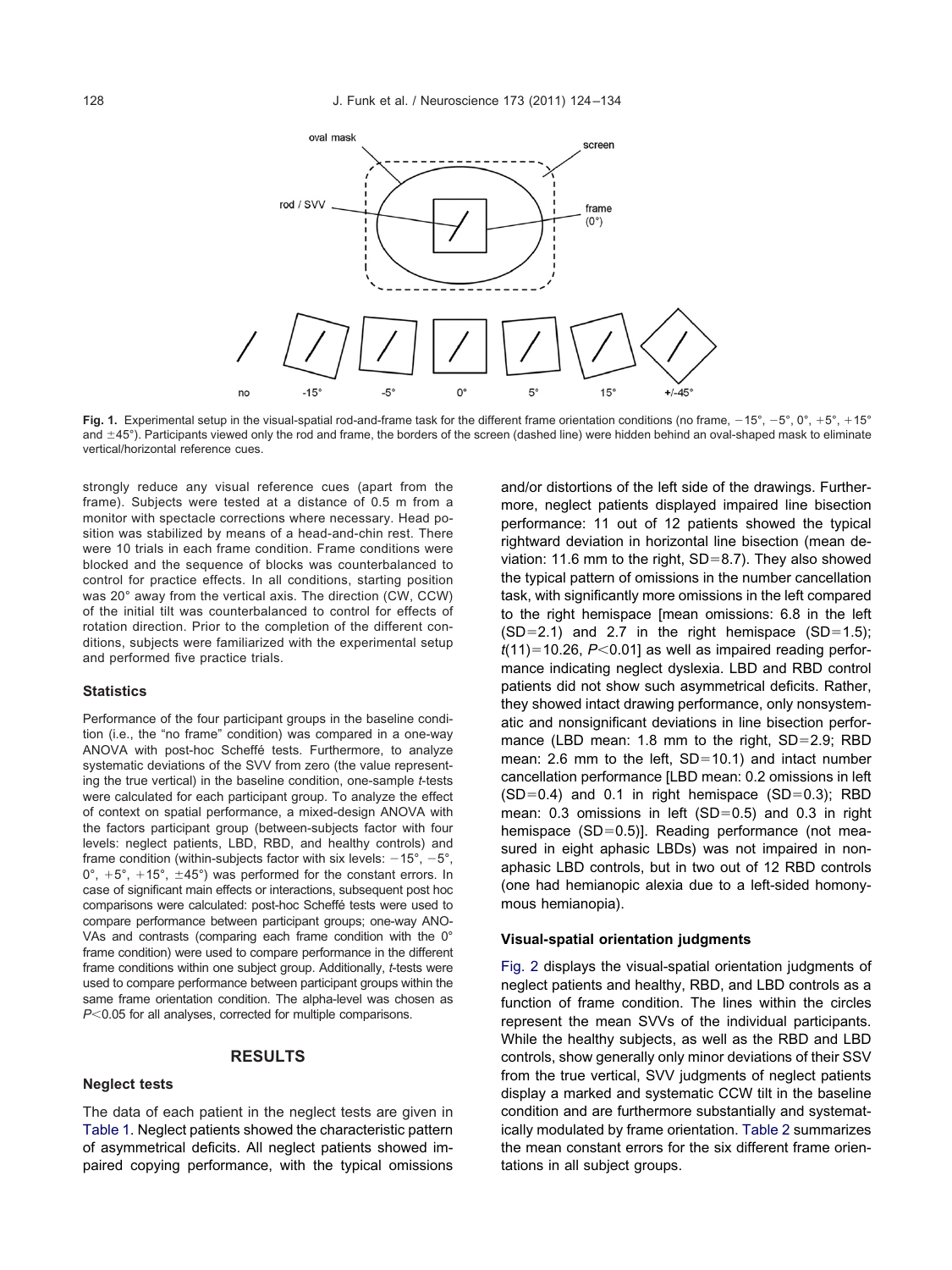Fig. 1. Experimental setup in the visual-spatial rod-and-frame task for the different frame orientation conditions (no frame, −15°, −5°, 0°, +5°, +15° and ±45°). Participants viewed only the rod and frame, the borders of the screen (dashed line) were hidden behind an oval-shaped mask to eliminate vertical/horizontal reference cues.

strongly reduce any visual reference cues (apart from the frame). Subjects were tested at a distance of 0.5 m from a monitor with spectacle corrections where necessary. Head position was stabilized by means of a head-and-chin rest. There were 10 trials in each frame condition. Frame conditions were blocked and the sequence of blocks was counterbalanced to control for practice effects. In all conditions, starting position was 20° away from the vertical axis. The direction (CW, CCW) of the initial tilt was counterbalanced to control for effects of rotation direction. Prior to the completion of the different conditions, subjects were familiarized with the experimental setup and performed five practice trials.

### Statistics

Performance of the four participant groups in the baseline condition (i.e., the "no frame" condition) was compared in a one-way ANOVA with post-hoc Scheffé tests. Furthermore, to analyze systematic deviations of the SVV from zero (the value representing the true vertical) in the baseline condition, one-sample *t*-tests were calculated for each participant group. To analyze the effect of context on spatial performance, a mixed-design ANOVA with the factors participant group (between-subjects factor with four levels: neglect patients, LBD, RBD, and healthy controls) and frame condition (within-subjects factor with six levels: −15°, −5°, 0°, +5°, +15°, ±45°) was performed for the constant errors. In case of significant main effects or interactions, subsequent post hoc comparisons were calculated: post-hoc Scheffé tests were used to compare performance between participant groups; one-way ANOVAs and contrasts (comparing each frame condition with the 0° frame condition) were used to compare performance in the different frame conditions within one subject group. Additionally, *t*-tests were used to compare performance between participant groups within the same frame orientation condition. The alpha-level was chosen as $P<0.05$ for all analyses, corrected for multiple comparisons.

## RESULTS

### Neglect tests

The data of each patient in the neglect tests are given in Table 1. Neglect patients showed the characteristic pattern of asymmetrical deficits. All neglect patients showed impaired copying performance, with the typical omissions and/or distortions of the left side of the drawings. Furthermore, neglect patients displayed impaired line bisection performance: 11 out of 12 patients showed the typical rightward deviation in horizontal line bisection (mean deviation: 11.6 mm to the right, SD=8.7). They also showed the typical pattern of omissions in the number cancellation task, with significantly more omissions in the left compared to the right hemispace [mean omissions: 6.8 in the left (SD=2.1) and 2.7 in the right hemispace (SD=1.5); $t(11)=10.26$, $P<0.01$] as well as impaired reading performance indicating neglect dyslexia. LBD and RBD control patients did not show such asymmetrical deficits. Rather, they showed intact drawing performance, only nonsystematic and nonsignificant deviations in line bisection performance (LBD mean: 1.8 mm to the right, SD=2.9; RBD mean: 2.6 mm to the left, SD=10.1) and intact number cancellation performance [LBD mean: 0.2 omissions in left (SD=0.4) and 0.1 in right hemispace (SD=0.3); RBD mean: 0.3 omissions in left (SD=0.5) and 0.3 in right hemispace (SD=0.5)]. Reading performance (not measured in eight aphasic LBDs) was not impaired in nonaphasic LBD controls, but in two out of 12 RBD controls (one had hemianopic alexia due to a left-sided homonymous hemianopia).

### Visual-spatial orientation judgments

Fig. 2 displays the visual-spatial orientation judgments of neglect patients and healthy, RBD, and LBD controls as a function of frame condition. The lines within the circles represent the mean SVVs of the individual participants. While the healthy subjects, as well as the RBD and LBD controls, show generally only minor deviations of their SSV from the true vertical, SVV judgments of neglect patients display a marked and systematic CCW tilt in the baseline condition and are furthermore substantially and systematically modulated by frame orientation. Table 2 summarizes the mean constant errors for the six different frame orientations in all subject groups.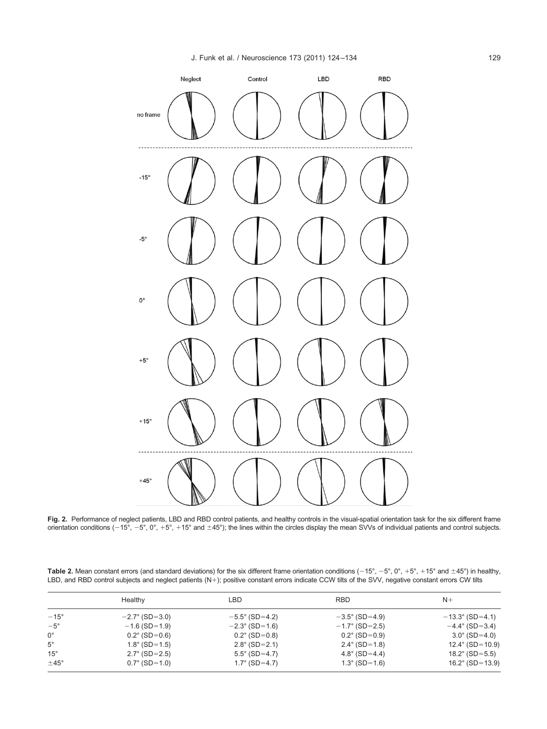**Fig. 2.** Performance of neglect patients, LBD and RBD control patients, and healthy controls in the visual-spatial orientation task for the six different frame orientation conditions (−15°, −5°, 0°, +5°, +15° and ±45°); the lines within the circles display the mean SVVs of individual patients and control subjects.

**Table 2.** Mean constant errors (and standard deviations) for the six different frame orientation conditions (−15°, −5°, 0°, +5°, +15° and ±45°) in healthy, LBD, and RBD control subjects and neglect patients (N+); positive constant errors indicate CCW tilts of the SVV, negative constant errors CW tilts

| | Healthy | LBD | RBD | N+ |
|---|---|---|---|---|
| −15° | −2.7° (SD=3.0) | −5.5° (SD=4.2) | −3.5° (SD=4.9) | −13.3° (SD=4.1) |
| −5° | −1.6 (SD=1.9) | −2.3° (SD=1.6) | −1.7° (SD=2.5) | −4.4° (SD=3.4) |
| 0° | 0.2° (SD=0.6) | 0.2° (SD=0.8) | 0.2° (SD=0.9) | 3.0° (SD=4.0) |
| 5° | 1.8° (SD=1.5) | 2.8° (SD=2.1) | 2.4° (SD=1.8) | 12.4° (SD=10.9) |
| 15° | 2.7° (SD=2.5) | 5.5° (SD=4.7) | 4.8° (SD=4.4) | 18.2° (SD=5.5) |
| ±45° | 0.7° (SD=1.0) | 1.7° (SD=4.7) | 1.3° (SD=1.6) | 16.2° (SD=13.9) |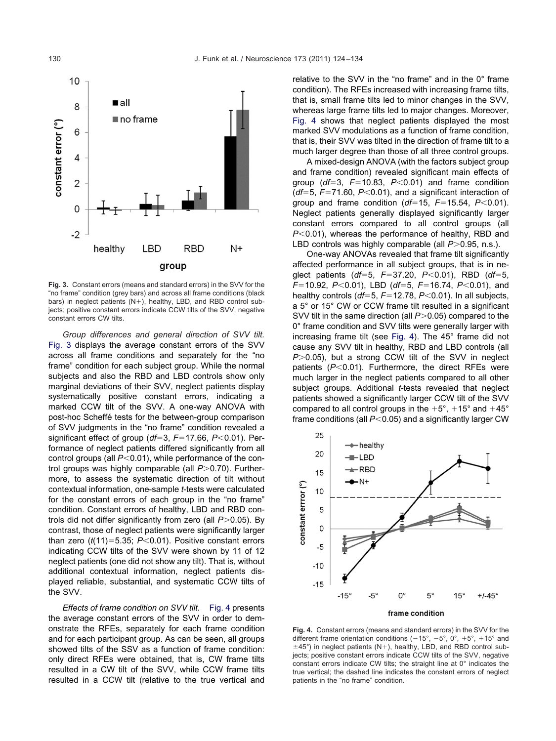Fig. 3. Constant errors (means and standard errors) in the SVV for the "no frame" condition (grey bars) and across all frame conditions (black bars) in neglect patients (N+), healthy, LBD, and RBD control subjects; positive constant errors indicate CCW tilts of the SVV, negative constant errors CW tilts.

*Group differences and general direction of SVV tilt.* Fig. 3 displays the average constant errors of the SVV across all frame conditions and separately for the "no frame" condition for each subject group. While the normal subjects and also the RBD and LBD controls show only marginal deviations of their SVV, neglect patients display systematically positive constant errors, indicating a marked CCW tilt of the SVV. A one-way ANOVA with post-hoc Scheffé tests for the between-group comparison of SVV judgments in the "no frame" condition revealed a significant effect of group ($df=3$, $F=17.66$, $P<0.01$). Performance of neglect patients differed significantly from all control groups (all $P<0.01$), while performance of the control groups was highly comparable (all $P>0.70$). Furthermore, to assess the systematic direction of tilt without contextual information, one-sample *t*-tests were calculated for the constant errors of each group in the "no frame" condition. Constant errors of healthy, LBD and RBD controls did not differ significantly from zero (all $P>0.05$). By contrast, those of neglect patients were significantly larger than zero ($t(11)=5.35$; $P<0.01$). Positive constant errors indicating CCW tilts of the SVV were shown by 11 of 12 neglect patients (one did not show any tilt). That is, without additional contextual information, neglect patients displayed reliable, substantial, and systematic CCW tilts of the SVV.

*Effects of frame condition on SVV tilt.* Fig. 4 presents the average constant errors of the SVV in order to demonstrate the RFEs, separately for each frame condition and for each participant group. As can be seen, all groups showed tilts of the SSV as a function of frame condition: only direct RFEs were obtained, that is, CW frame tilts resulted in a CW tilt of the SVV, while CCW frame tilts resulted in a CCW tilt (relative to the true vertical and relative to the SVV in the "no frame" and in the 0° frame condition). The RFEs increased with increasing frame tilts, that is, small frame tilts led to minor changes in the SVV, whereas large frame tilts led to major changes. Moreover, Fig. 4 shows that neglect patients displayed the most marked SVV modulations as a function of frame condition, that is, their SVV was tilted in the direction of frame tilt to a much larger degree than those of all three control groups.

A mixed-design ANOVA (with the factors subject group and frame condition) revealed significant main effects of group ($df=3$, $F=10.83$, $P<0.01$) and frame condition ($df=5$, $F=71.60$, $P<0.01$), and a significant interaction of group and frame condition ($df=15$, $F=15.54$, $P<0.01$). Neglect patients generally displayed significantly larger constant errors compared to all control groups (all $P<0.01$), whereas the performance of healthy, RBD and LBD controls was highly comparable (all $P>0.95$, n.s.).

One-way ANOVAs revealed that frame tilt significantly affected performance in all subject groups, that is in neglect patients ($df=5$, $F=37.20$, $P<0.01$), RBD ($df=5$, $F=10.92$, $P<0.01$), LBD ($df=5$, $F=16.74$, $P<0.01$), and healthy controls ($df=5$, $F=12.78$, $P<0.01$). In all subjects, a 5° or 15° CW or CCW frame tilt resulted in a significant SVV tilt in the same direction (all $P>0.05$) compared to the 0° frame condition and SVV tilts were generally larger with increasing frame tilt (see Fig. 4). The 45° frame did not cause any SVV tilt in healthy, RBD and LBD controls (all $P>0.05$), but a strong CCW tilt of the SVV in neglect patients ($P<0.01$). Furthermore, the direct RFEs were much larger in the neglect patients compared to all other subject groups. Additional *t*-tests revealed that neglect patients showed a significantly larger CCW tilt of the SVV compared to all control groups in the +5°, +15° and +45° frame conditions (all $P<0.05$) and a significantly larger CW

Fig. 4. Constant errors (means and standard errors) in the SVV for the different frame orientation conditions (−15°, −5°, 0°, +5°, +15° and ±45°) in neglect patients (N+), healthy, LBD, and RBD control subjects; positive constant errors indicate CCW tilts of the SVV, negative constant errors indicate CW tilts; the straight line at 0° indicates the true vertical; the dashed line indicates the constant errors of neglect patients in the "no frame" condition.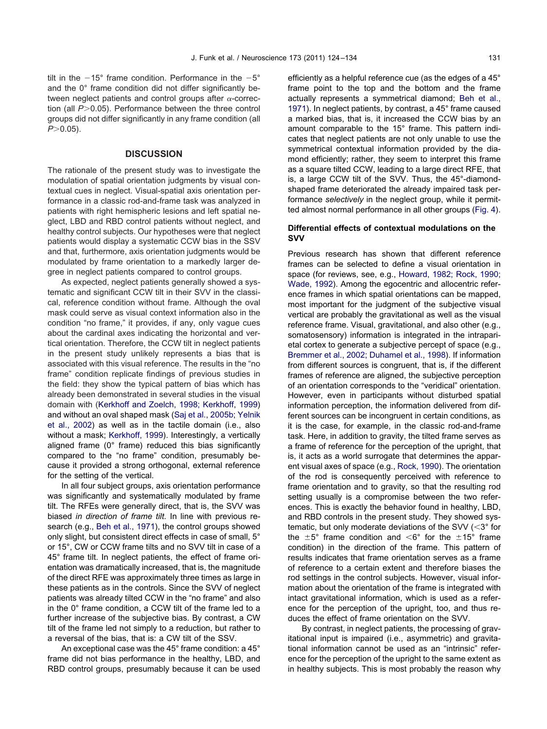tilt in the $-15°$ frame condition. Performance in the $-5°$ and the 0° frame condition did not differ significantly between neglect patients and control groups after $\alpha$-correction (all $P>0.05$). Performance between the three control groups did not differ significantly in any frame condition (all $P>0.05$).

## DISCUSSION

The rationale of the present study was to investigate the modulation of spatial orientation judgments by visual contextual cues in neglect. Visual-spatial axis orientation performance in a classic rod-and-frame task was analyzed in patients with right hemispheric lesions and left spatial neglect, LBD and RBD control patients without neglect, and healthy control subjects. Our hypotheses were that neglect patients would display a systematic CCW bias in the SSV and that, furthermore, axis orientation judgments would be modulated by frame orientation to a markedly larger degree in neglect patients compared to control groups.

As expected, neglect patients generally showed a systematic and significant CCW tilt in their SVV in the classical, reference condition without frame. Although the oval mask could serve as visual context information also in the condition "no frame," it provides, if any, only vague cues about the cardinal axes indicating the horizontal and vertical orientation. Therefore, the CCW tilt in neglect patients in the present study unlikely represents a bias that is associated with this visual reference. The results in the "no frame" condition replicate findings of previous studies in the field: they show the typical pattern of bias which has already been demonstrated in several studies in the visual domain with (Kerkhoff and Zoelch, 1998; Kerkhoff, 1999) and without an oval shaped mask (Saj et al., 2005b; Yelnik et al., 2002) as well as in the tactile domain (i.e., also without a mask; Kerkhoff, 1999). Interestingly, a vertically aligned frame (0° frame) reduced this bias significantly compared to the "no frame" condition, presumably because it provided a strong orthogonal, external reference for the setting of the vertical.

In all four subject groups, axis orientation performance was significantly and systematically modulated by frame tilt. The RFEs were generally direct, that is, the SVV was biased *in direction of frame tilt*. In line with previous research (e.g., Beh et al., 1971), the control groups showed only slight, but consistent direct effects in case of small, 5° or 15°, CW or CCW frame tilts and no SVV tilt in case of a 45° frame tilt. In neglect patients, the effect of frame orientation was dramatically increased, that is, the magnitude of the direct RFE was approximately three times as large in these patients as in the controls. Since the SVV of neglect patients was already tilted CCW in the "no frame" and also in the 0° frame condition, a CCW tilt of the frame led to a further increase of the subjective bias. By contrast, a CW tilt of the frame led not simply to a reduction, but rather to a reversal of the bias, that is: a CW tilt of the SSV.

An exceptional case was the 45° frame condition: a 45° frame did not bias performance in the healthy, LBD, and RBD control groups, presumably because it can be used efficiently as a helpful reference cue (as the edges of a 45° frame point to the top and the bottom and the frame actually represents a symmetrical diamond; Beh et al., 1971). In neglect patients, by contrast, a 45° frame caused a marked bias, that is, it increased the CCW bias by an amount comparable to the 15° frame. This pattern indicates that neglect patients are not only unable to use the symmetrical contextual information provided by the diamond efficiently; rather, they seem to interpret this frame as a square tilted CCW, leading to a large direct RFE, that is, a large CCW tilt of the SVV. Thus, the 45°-diamond-shaped frame deteriorated the already impaired task performance *selectively* in the neglect group, while it permitted almost normal performance in all other groups (Fig. 4).

### Differential effects of contextual modulations on the SVV

Previous research has shown that different reference frames can be selected to define a visual orientation in space (for reviews, see, e.g., Howard, 1982; Rock, 1990; Wade, 1992). Among the egocentric and allocentric reference frames in which spatial orientations can be mapped, most important for the judgment of the subjective visual vertical are probably the gravitational as well as the visual reference frame. Visual, gravitational, and also other (e.g., somatosensory) information is integrated in the intraparietal cortex to generate a subjective percept of space (e.g., Bremmer et al., 2002; Duhamel et al., 1998). If information from different sources is congruent, that is, if the different frames of reference are aligned, the subjective perception of an orientation corresponds to the "veridical" orientation. However, even in participants without disturbed spatial information perception, the information delivered from different sources can be incongruent in certain conditions, as it is the case, for example, in the classic rod-and-frame task. Here, in addition to gravity, the tilted frame serves as a frame of reference for the perception of the upright, that is, it acts as a world surrogate that determines the apparent visual axes of space (e.g., Rock, 1990). The orientation of the rod is consequently perceived with reference to frame orientation and to gravity, so that the resulting rod setting usually is a compromise between the two references. This is exactly the behavior found in healthy, LBD, and RBD controls in the present study. They showed systematic, but only moderate deviations of the SVV ($<3°$ for the $\pm5°$ frame condition and $<6°$ for the $\pm15°$ frame condition) in the direction of the frame. This pattern of results indicates that frame orientation serves as a frame of reference to a certain extent and therefore biases the rod settings in the control subjects. However, visual information about the orientation of the frame is integrated with intact gravitational information, which is used as a reference for the perception of the upright, too, and thus reduces the effect of frame orientation on the SVV.

By contrast, in neglect patients, the processing of gravitational input is impaired (i.e., asymmetric) and gravitational information cannot be used as an "intrinsic" reference for the perception of the upright to the same extent as in healthy subjects. This is most probably the reason why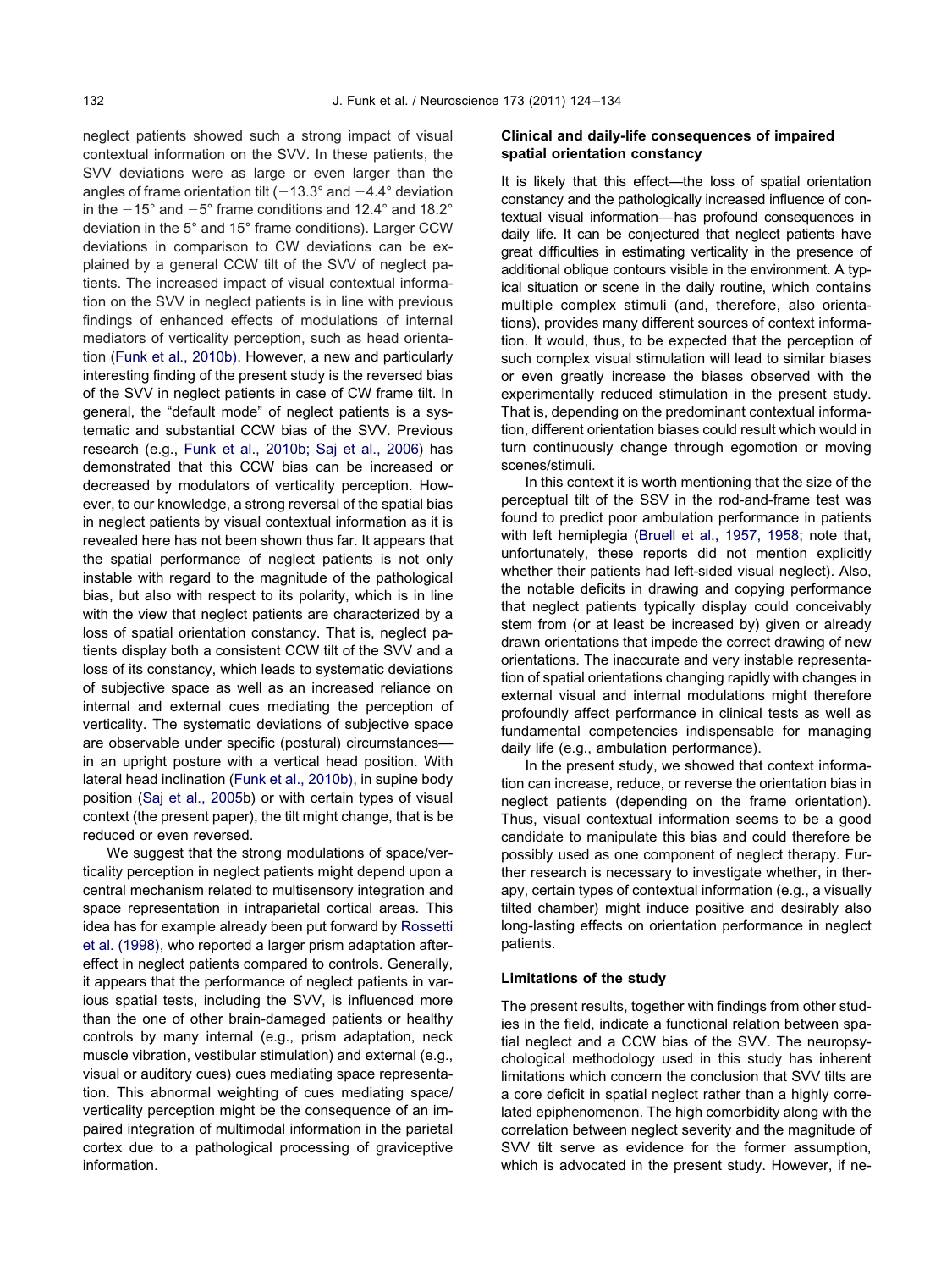neglect patients showed such a strong impact of visual contextual information on the SVV. In these patients, the SVV deviations were as large or even larger than the angles of frame orientation tilt (−13.3° and −4.4° deviation in the −15° and −5° frame conditions and 12.4° and 18.2° deviation in the 5° and 15° frame conditions). Larger CCW deviations in comparison to CW deviations can be explained by a general CCW tilt of the SVV of neglect patients. The increased impact of visual contextual information on the SVV in neglect patients is in line with previous findings of enhanced effects of modulations of internal mediators of verticality perception, such as head orientation (Funk et al., 2010b). However, a new and particularly interesting finding of the present study is the reversed bias of the SVV in neglect patients in case of CW frame tilt. In general, the "default mode" of neglect patients is a systematic and substantial CCW bias of the SVV. Previous research (e.g., Funk et al., 2010b; Saj et al., 2006) has demonstrated that this CCW bias can be increased or decreased by modulators of verticality perception. However, to our knowledge, a strong reversal of the spatial bias in neglect patients by visual contextual information as it is revealed here has not been shown thus far. It appears that the spatial performance of neglect patients is not only instable with regard to the magnitude of the pathological bias, but also with respect to its polarity, which is in line with the view that neglect patients are characterized by a loss of spatial orientation constancy. That is, neglect patients display both a consistent CCW tilt of the SVV and a loss of its constancy, which leads to systematic deviations of subjective space as well as an increased reliance on internal and external cues mediating the perception of verticality. The systematic deviations of subjective space are observable under specific (postural) circumstances—in an upright posture with a vertical head position. With lateral head inclination (Funk et al., 2010b), in supine body position (Saj et al., 2005b) or with certain types of visual context (the present paper), the tilt might change, that is be reduced or even reversed.

We suggest that the strong modulations of space/verticality perception in neglect patients might depend upon a central mechanism related to multisensory integration and space representation in intraparietal cortical areas. This idea has for example already been put forward by Rossetti et al. (1998), who reported a larger prism adaptation aftereffect in neglect patients compared to controls. Generally, it appears that the performance of neglect patients in various spatial tests, including the SVV, is influenced more than the one of other brain-damaged patients or healthy controls by many internal (e.g., prism adaptation, neck muscle vibration, vestibular stimulation) and external (e.g., visual or auditory cues) cues mediating space representation. This abnormal weighting of cues mediating space/verticality perception might be the consequence of an impaired integration of multimodal information in the parietal cortex due to a pathological processing of graviceptive information.

### Clinical and daily-life consequences of impaired spatial orientation constancy

It is likely that this effect—the loss of spatial orientation constancy and the pathologically increased influence of contextual visual information—has profound consequences in daily life. It can be conjectured that neglect patients have great difficulties in estimating verticality in the presence of additional oblique contours visible in the environment. A typical situation or scene in the daily routine, which contains multiple complex stimuli (and, therefore, also orientations), provides many different sources of context information. It would, thus, to be expected that the perception of such complex visual stimulation will lead to similar biases or even greatly increase the biases observed with the experimentally reduced stimulation in the present study. That is, depending on the predominant contextual information, different orientation biases could result which would in turn continuously change through egomotion or moving scenes/stimuli.

In this context it is worth mentioning that the size of the perceptual tilt of the SSV in the rod-and-frame test was found to predict poor ambulation performance in patients with left hemiplegia (Bruell et al., 1957, 1958; note that, unfortunately, these reports did not mention explicitly whether their patients had left-sided visual neglect). Also, the notable deficits in drawing and copying performance that neglect patients typically display could conceivably stem from (or at least be increased by) given or already drawn orientations that impede the correct drawing of new orientations. The inaccurate and very instable representation of spatial orientations changing rapidly with changes in external visual and internal modulations might therefore profoundly affect performance in clinical tests as well as fundamental competencies indispensable for managing daily life (e.g., ambulation performance).

In the present study, we showed that context information can increase, reduce, or reverse the orientation bias in neglect patients (depending on the frame orientation). Thus, visual contextual information seems to be a good candidate to manipulate this bias and could therefore be possibly used as one component of neglect therapy. Further research is necessary to investigate whether, in therapy, certain types of contextual information (e.g., a visually tilted chamber) might induce positive and desirably also long-lasting effects on orientation performance in neglect patients.

### Limitations of the study

The present results, together with findings from other studies in the field, indicate a functional relation between spatial neglect and a CCW bias of the SVV. The neuropsychological methodology used in this study has inherent limitations which concern the conclusion that SVV tilts are a core deficit in spatial neglect rather than a highly correlated epiphenomenon. The high comorbidity along with the correlation between neglect severity and the magnitude of SVV tilt serve as evidence for the former assumption, which is advocated in the present study. However, if ne-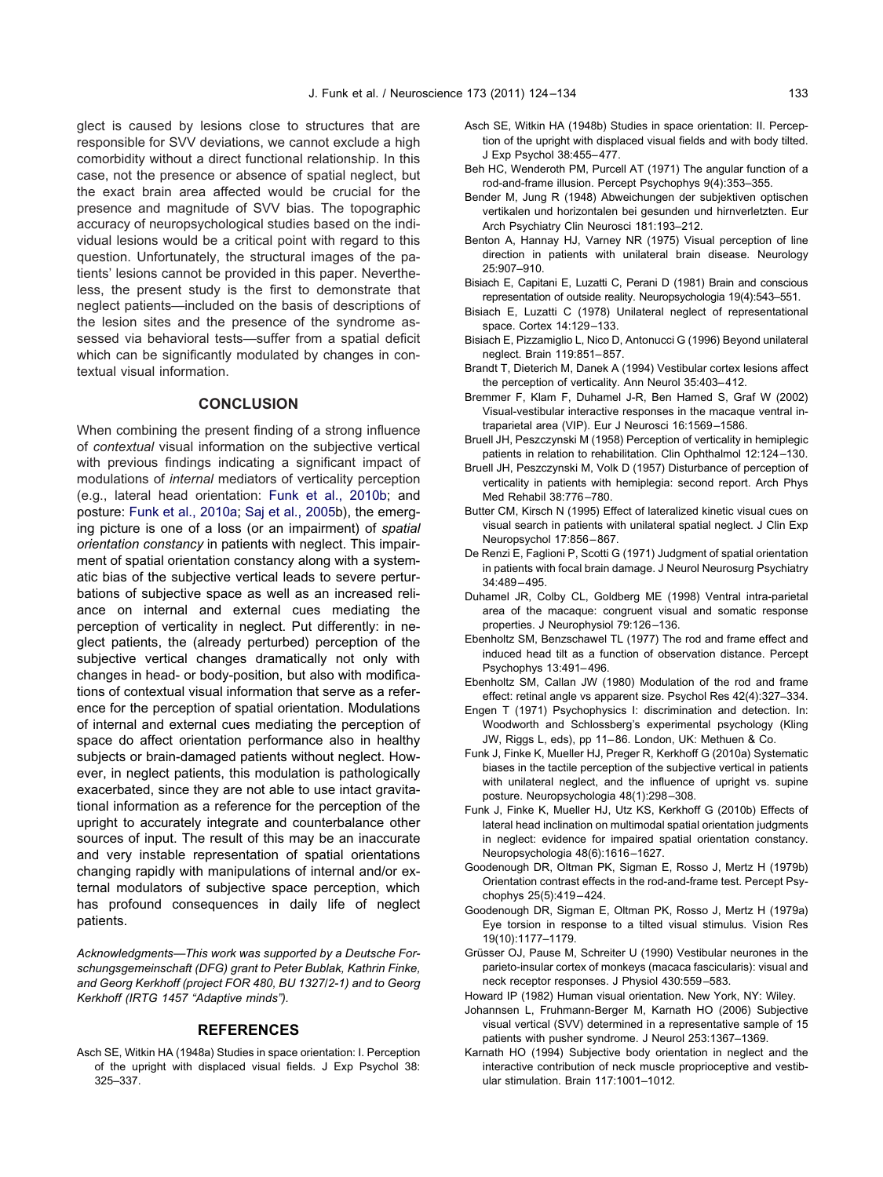glect is caused by lesions close to structures that are responsible for SVV deviations, we cannot exclude a high comorbidity without a direct functional relationship. In this case, not the presence or absence of spatial neglect, but the exact brain area affected would be crucial for the presence and magnitude of SVV bias. The topographic accuracy of neuropsychological studies based on the individual lesions would be a critical point with regard to this question. Unfortunately, the structural images of the patients' lesions cannot be provided in this paper. Nevertheless, the present study is the first to demonstrate that neglect patients—included on the basis of descriptions of the lesion sites and the presence of the syndrome assessed via behavioral tests—suffer from a spatial deficit which can be significantly modulated by changes in contextual visual information.

## CONCLUSION

When combining the present finding of a strong influence of *contextual* visual information on the subjective vertical with previous findings indicating a significant impact of modulations of *internal* mediators of verticality perception (e.g., lateral head orientation: Funk et al., 2010b; and posture: Funk et al., 2010a; Saj et al., 2005b), the emerging picture is one of a loss (or an impairment) of *spatial orientation constancy* in patients with neglect. This impairment of spatial orientation constancy along with a systematic bias of the subjective vertical leads to severe perturbations of subjective space as well as an increased reliance on internal and external cues mediating the perception of verticality in neglect. Put differently: in neglect patients, the (already perturbed) perception of the subjective vertical changes dramatically not only with changes in head- or body-position, but also with modifications of contextual visual information that serve as a reference for the perception of spatial orientation. Modulations of internal and external cues mediating the perception of space do affect orientation performance also in healthy subjects or brain-damaged patients without neglect. However, in neglect patients, this modulation is pathologically exacerbated, since they are not able to use intact gravitational information as a reference for the perception of the upright to accurately integrate and counterbalance other sources of input. The result of this may be an inaccurate and very instable representation of spatial orientations changing rapidly with manipulations of internal and/or external modulators of subjective space perception, which has profound consequences in daily life of neglect patients.

*Acknowledgments—This work was supported by a Deutsche Forschungsgemeinschaft (DFG) grant to Peter Bublak, Kathrin Finke, and Georg Kerkhoff (project FOR 480, BU 1327/2-1) and to Georg Kerkhoff (IRTG 1457 "Adaptive minds").*

## REFERENCES

Asch SE, Witkin HA (1948a) Studies in space orientation: I. Perception of the upright with displaced visual fields. J Exp Psychol 38: 325–337.

Asch SE, Witkin HA (1948b) Studies in space orientation: II. Perception of the upright with displaced visual fields and with body tilted. J Exp Psychol 38:455–477.

Beh HC, Wenderoth PM, Purcell AT (1971) The angular function of a rod-and-frame illusion. Percept Psychophys 9(4):353–355.

Bender M, Jung R (1948) Abweichungen der subjektiven optischen vertikalen und horizontalen bei gesunden und hirnverletzten. Eur Arch Psychiatry Clin Neurosci 181:193–212.

Benton A, Hannay HJ, Varney NR (1975) Visual perception of line direction in patients with unilateral brain disease. Neurology 25:907–910.

Bisiach E, Capitani E, Luzatti C, Perani D (1981) Brain and conscious representation of outside reality. Neuropsychologia 19(4):543–551.

Bisiach E, Luzatti C (1978) Unilateral neglect of representational space. Cortex 14:129–133.

Bisiach E, Pizzamiglio L, Nico D, Antonucci G (1996) Beyond unilateral neglect. Brain 119:851–857.

Brandt T, Dieterich M, Danek A (1994) Vestibular cortex lesions affect the perception of verticality. Ann Neurol 35:403–412.

Bremmer F, Klam F, Duhamel J-R, Ben Hamed S, Graf W (2002) Visual-vestibular interactive responses in the macaque ventral intraparietal area (VIP). Eur J Neurosci 16:1569–1586.

Bruell JH, Peszczynski M (1958) Perception of verticality in hemiplegic patients in relation to rehabilitation. Clin Ophthalmol 12:124–130.

Bruell JH, Peszczynski M, Volk D (1957) Disturbance of perception of verticality in patients with hemiplegia: second report. Arch Phys Med Rehabil 38:776–780.

Butter CM, Kirsch N (1995) Effect of lateralized kinetic visual cues on visual search in patients with unilateral spatial neglect. J Clin Exp Neuropsychol 17:856–867.

De Renzi E, Faglioni P, Scotti G (1971) Judgment of spatial orientation in patients with focal brain damage. J Neurol Neurosurg Psychiatry 34:489–495.

Duhamel JR, Colby CL, Goldberg ME (1998) Ventral intra-parietal area of the macaque: congruent visual and somatic response properties. J Neurophysiol 79:126–136.

Ebenholtz SM, Benzschawel TL (1977) The rod and frame effect and induced head tilt as a function of observation distance. Percept Psychophys 13:491–496.

Ebenholtz SM, Callan JW (1980) Modulation of the rod and frame effect: retinal angle vs apparent size. Psychol Res 42(4):327–334.

Engen T (1971) Psychophysics I: discrimination and detection. In: Woodworth and Schlossberg's experimental psychology (Kling JW, Riggs L, eds), pp 11–86. London, UK: Methuen & Co.

Funk J, Finke K, Mueller HJ, Preger R, Kerkhoff G (2010a) Systematic biases in the tactile perception of the subjective vertical in patients with unilateral neglect, and the influence of upright vs. supine posture. Neuropsychologia 48(1):298–308.

Funk J, Finke K, Mueller HJ, Utz KS, Kerkhoff G (2010b) Effects of lateral head inclination on multimodal spatial orientation judgments in neglect: evidence for impaired spatial orientation constancy. Neuropsychologia 48(6):1616–1627.

Goodenough DR, Oltman PK, Sigman E, Rosso J, Mertz H (1979b) Orientation contrast effects in the rod-and-frame test. Percept Psychophys 25(5):419–424.

Goodenough DR, Sigman E, Oltman PK, Rosso J, Mertz H (1979a) Eye torsion in response to a tilted visual stimulus. Vision Res 19(10):1177–1179.

Grüsser OJ, Pause M, Schreiter U (1990) Vestibular neurones in the parieto-insular cortex of monkeys (macaca fascicularis): visual and neck receptor responses. J Physiol 430:559–583.

Howard IP (1982) Human visual orientation. New York, NY: Wiley.

Johannsen L, Fruhmann-Berger M, Karnath HO (2006) Subjective visual vertical (SVV) determined in a representative sample of 15 patients with pusher syndrome. J Neurol 253:1367–1369.

Karnath HO (1994) Subjective body orientation in neglect and the interactive contribution of neck muscle proprioceptive and vestibular stimulation. Brain 117:1001–1012.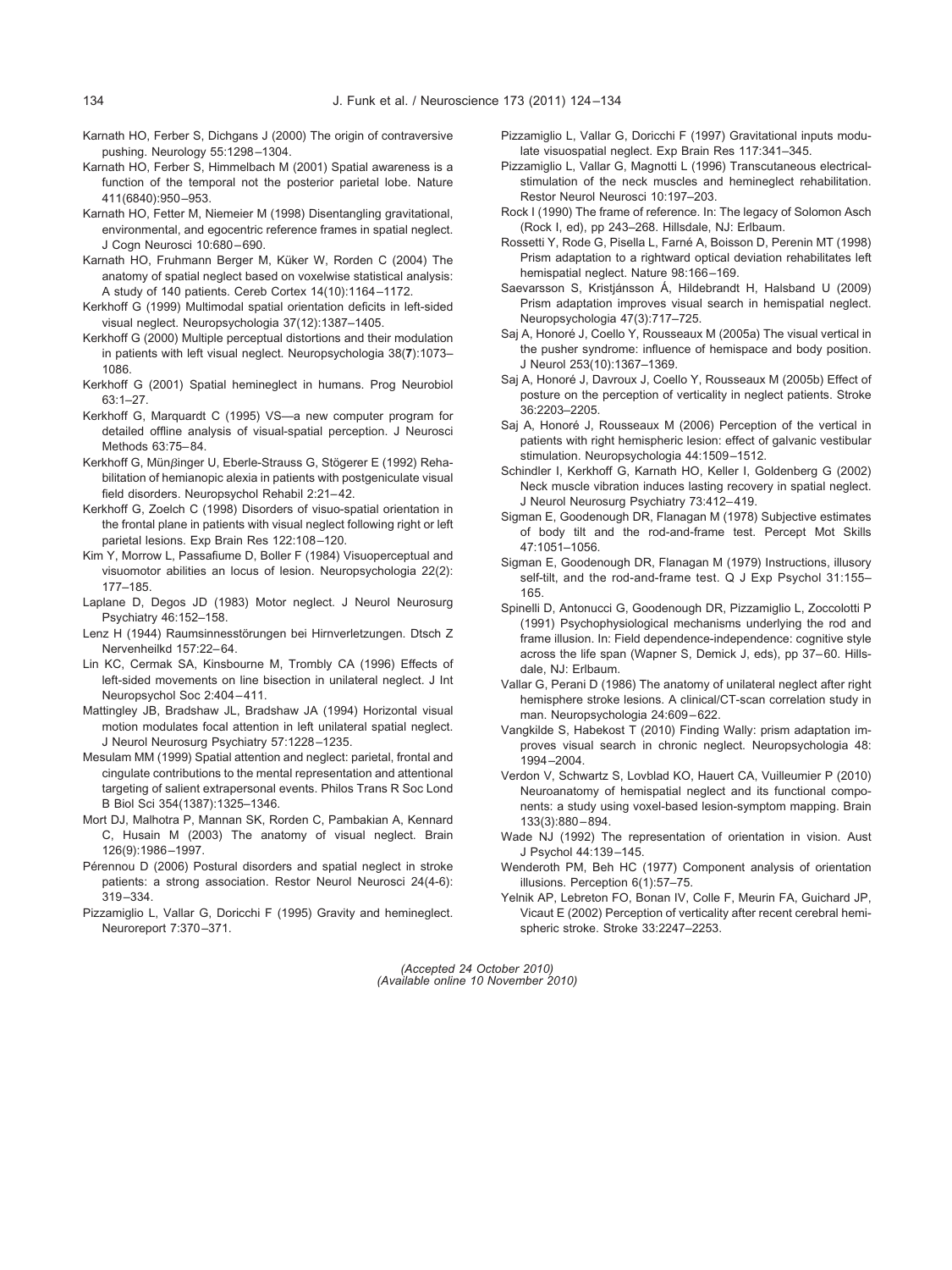Karnath HO, Ferber S, Dichgans J (2000) The origin of contraversive pushing. Neurology 55:1298–1304.

Karnath HO, Ferber S, Himmelbach M (2001) Spatial awareness is a function of the temporal not the posterior parietal lobe. Nature 411(6840):950–953.

Karnath HO, Fetter M, Niemeier M (1998) Disentangling gravitational, environmental, and egocentric reference frames in spatial neglect. J Cogn Neurosci 10:680–690.

Karnath HO, Fruhmann Berger M, Küker W, Rorden C (2004) The anatomy of spatial neglect based on voxelwise statistical analysis: A study of 140 patients. Cereb Cortex 14(10):1164–1172.

Kerkhoff G (1999) Multimodal spatial orientation deficits in left-sided visual neglect. Neuropsychologia 37(12):1387–1405.

Kerkhoff G (2000) Multiple perceptual distortions and their modulation in patients with left visual neglect. Neuropsychologia 38(**7**):1073–1086.

Kerkhoff G (2001) Spatial hemineglect in humans. Prog Neurobiol 63:1–27.

Kerkhoff G, Marquardt C (1995) VS—a new computer program for detailed offline analysis of visual-spatial perception. J Neurosci Methods 63:75–84.

Kerkhoff G, Münβinger U, Eberle-Strauss G, Stögerer E (1992) Rehabilitation of hemianopic alexia in patients with postgeniculate visual field disorders. Neuropsychol Rehabil 2:21–42.

Kerkhoff G, Zoelch C (1998) Disorders of visuo-spatial orientation in the frontal plane in patients with visual neglect following right or left parietal lesions. Exp Brain Res 122:108–120.

Kim Y, Morrow L, Passafiume D, Boller F (1984) Visuoperceptual and visuomotor abilities an locus of lesion. Neuropsychologia 22(2): 177–185.

Laplane D, Degos JD (1983) Motor neglect. J Neurol Neurosurg Psychiatry 46:152–158.

Lenz H (1944) Raumsinnesstörungen bei Hirnverletzungen. Dtsch Z Nervenheilkd 157:22–64.

Lin KC, Cermak SA, Kinsbourne M, Trombly CA (1996) Effects of left-sided movements on line bisection in unilateral neglect. J Int Neuropsychol Soc 2:404–411.

Mattingley JB, Bradshaw JL, Bradshaw JA (1994) Horizontal visual motion modulates focal attention in left unilateral spatial neglect. J Neurol Neurosurg Psychiatry 57:1228–1235.

Mesulam MM (1999) Spatial attention and neglect: parietal, frontal and cingulate contributions to the mental representation and attentional targeting of salient extrapersonal events. Philos Trans R Soc Lond B Biol Sci 354(1387):1325–1346.

Mort DJ, Malhotra P, Mannan SK, Rorden C, Pambakian A, Kennard C, Husain M (2003) The anatomy of visual neglect. Brain 126(9):1986–1997.

Pérennou D (2006) Postural disorders and spatial neglect in stroke patients: a strong association. Restor Neurol Neurosci 24(4-6): 319–334.

Pizzamiglio L, Vallar G, Doricchi F (1995) Gravity and hemineglect. Neuroreport 7:370–371.

Pizzamiglio L, Vallar G, Doricchi F (1997) Gravitational inputs modulate visuospatial neglect. Exp Brain Res 117:341–345.

Pizzamiglio L, Vallar G, Magnotti L (1996) Transcutaneous electrical-stimulation of the neck muscles and hemineglect rehabilitation. Restor Neurol Neurosci 10:197–203.

Rock I (1990) The frame of reference. In: The legacy of Solomon Asch (Rock I, ed), pp 243–268. Hillsdale, NJ: Erlbaum.

Rossetti Y, Rode G, Pisella L, Farné A, Boisson D, Perenin MT (1998) Prism adaptation to a rightward optical deviation rehabilitates left hemispatial neglect. Nature 98:166–169.

Saevarsson S, Kristjánsson Á, Hildebrandt H, Halsband U (2009) Prism adaptation improves visual search in hemispatial neglect. Neuropsychologia 47(3):717–725.

Saj A, Honoré J, Coello Y, Rousseaux M (2005a) The visual vertical in the pusher syndrome: influence of hemispace and body position. J Neurol 253(10):1367–1369.

Saj A, Honoré J, Davroux J, Coello Y, Rousseaux M (2005b) Effect of posture on the perception of verticality in neglect patients. Stroke 36:2203–2205.

Saj A, Honoré J, Rousseaux M (2006) Perception of the vertical in patients with right hemispheric lesion: effect of galvanic vestibular stimulation. Neuropsychologia 44:1509–1512.

Schindler I, Kerkhoff G, Karnath HO, Keller I, Goldenberg G (2002) Neck muscle vibration induces lasting recovery in spatial neglect. J Neurol Neurosurg Psychiatry 73:412–419.

Sigman E, Goodenough DR, Flanagan M (1978) Subjective estimates of body tilt and the rod-and-frame test. Percept Mot Skills 47:1051–1056.

Sigman E, Goodenough DR, Flanagan M (1979) Instructions, illusory self-tilt, and the rod-and-frame test. Q J Exp Psychol 31:155–165.

Spinelli D, Antonucci G, Goodenough DR, Pizzamiglio L, Zoccolotti P (1991) Psychophysiological mechanisms underlying the rod and frame illusion. In: Field dependence-independence: cognitive style across the life span (Wapner S, Demick J, eds), pp 37–60. Hillsdale, NJ: Erlbaum.

Vallar G, Perani D (1986) The anatomy of unilateral neglect after right hemisphere stroke lesions. A clinical/CT-scan correlation study in man. Neuropsychologia 24:609–622.

Vangkilde S, Habekost T (2010) Finding Wally: prism adaptation improves visual search in chronic neglect. Neuropsychologia 48: 1994–2004.

Verdon V, Schwartz S, Lovblad KO, Hauert CA, Vuilleumier P (2010) Neuroanatomy of hemispatial neglect and its functional components: a study using voxel-based lesion-symptom mapping. Brain 133(3):880–894.

Wade NJ (1992) The representation of orientation in vision. Aust J Psychol 44:139–145.

Wenderoth PM, Beh HC (1977) Component analysis of orientation illusions. Perception 6(1):57–75.

Yelnik AP, Lebreton FO, Bonan IV, Colle F, Meurin FA, Guichard JP, Vicaut E (2002) Perception of verticality after recent cerebral hemispheric stroke. Stroke 33:2247–2253.

*(Accepted 24 October 2010)*
*(Available online 10 November 2010)*